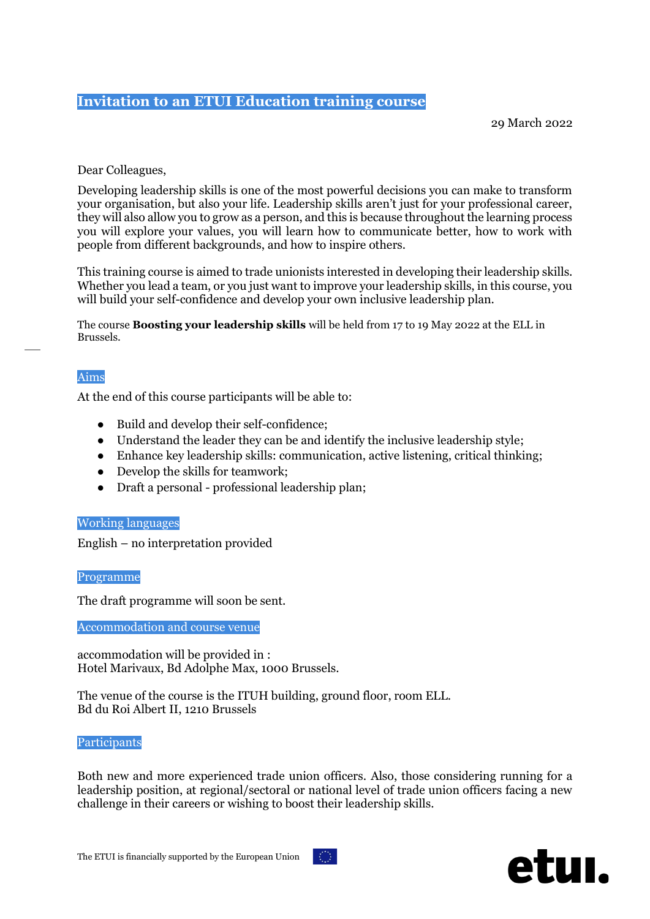# Invitation to an ETUI Education training course

29 March 2022

Dear Colleagues,

Developing leadership skills is one of the most powerful decisions you can make to transform your organisation, but also your life. Leadership skills aren't just for your professional career, they will also allow you to grow as a person, and this is because throughout the learning process you will explore your values, you will learn how to communicate better, how to work with people from different backgrounds, and how to inspire others.

This training course is aimed to trade unionists interested in developing their leadership skills. Whether you lead a team, or you just want to improve your leadership skills, in this course, you will build your self-confidence and develop your own inclusive leadership plan.

The course **Boosting your leadership skills** will be held from 17 to 19 May 2022 at the ELL in Brussels.

## Aims

At the end of this course participants will be able to:

- Build and develop their self-confidence;
- Understand the leader they can be and identify the inclusive leadership style;
- Enhance key leadership skills: communication, active listening, critical thinking;
- Develop the skills for teamwork;
- Draft a personal - professional leadership plan;

## Working languages

English – no interpretation provided

## Programme

The draft programme will soon be sent.

## Accommodation and course venue

accommodation will be provided in :
Hotel Marivaux, Bd Adolphe Max, 1000 Brussels.

The venue of the course is the ITUH building, ground floor, room ELL.
Bd du Roi Albert II, 1210 Brussels

## Participants

Both new and more experienced trade union officers. Also, those considering running for a leadership position, at regional/sectoral or national level of trade union officers facing a new challenge in their careers or wishing to boost their leadership skills.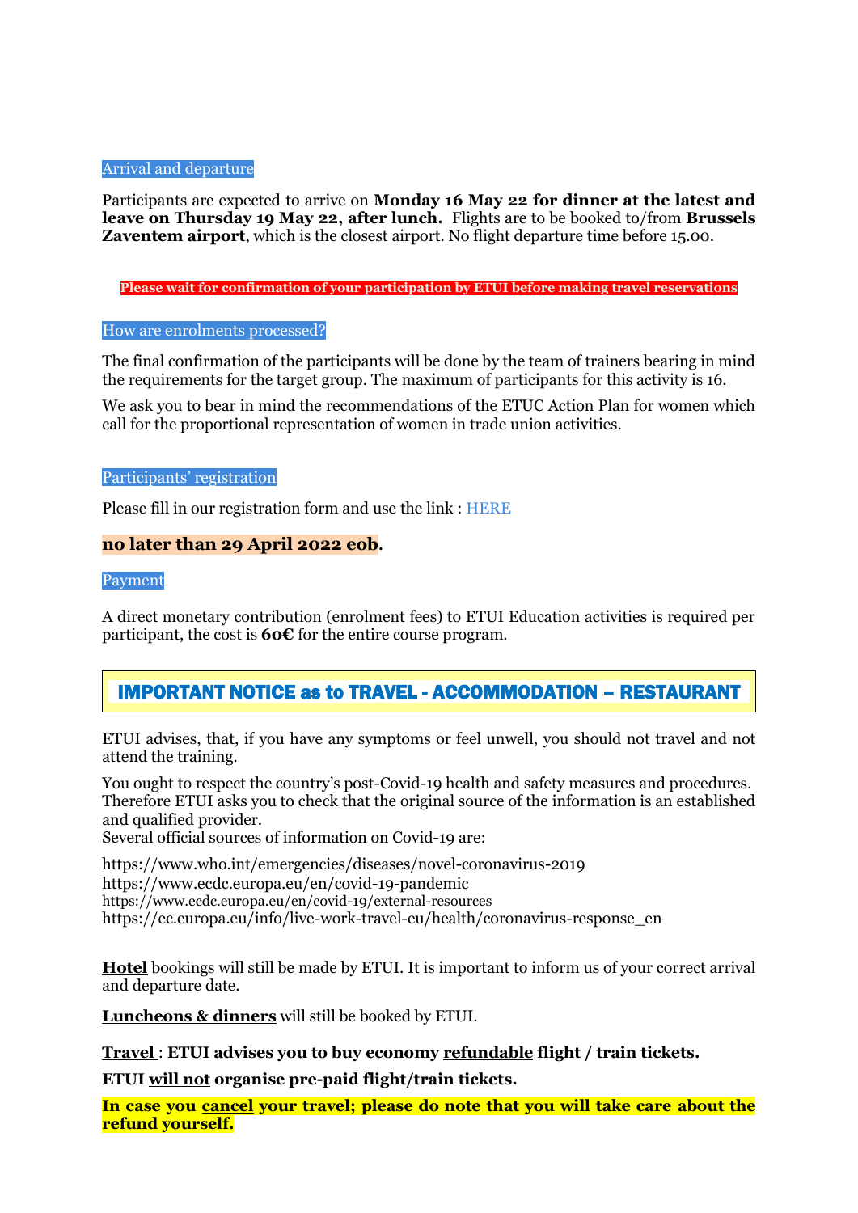## Arrival and departure

Participants are expected to arrive on **Monday 16 May 22 for dinner at the latest and leave on Thursday 19 May 22, after lunch.** Flights are to be booked to/from **Brussels Zaventem airport**, which is the closest airport. No flight departure time before 15.00.

**Please wait for confirmation of your participation by ETUI before making travel reservations**

## How are enrolments processed?

The final confirmation of the participants will be done by the team of trainers bearing in mind the requirements for the target group. The maximum of participants for this activity is 16.

We ask you to bear in mind the recommendations of the ETUC Action Plan for women which call for the proportional representation of women in trade union activities.

## Participants' registration

Please fill in our registration form and use the link : HERE

**no later than 29 April 2022 eob**.

## Payment

A direct monetary contribution (enrolment fees) to ETUI Education activities is required per participant, the cost is **60€** for the entire course program.

## IMPORTANT NOTICE as to TRAVEL - ACCOMMODATION – RESTAURANT

ETUI advises, that, if you have any symptoms or feel unwell, you should not travel and not attend the training.

You ought to respect the country's post-Covid-19 health and safety measures and procedures. Therefore ETUI asks you to check that the original source of the information is an established and qualified provider.
Several official sources of information on Covid-19 are:

https://www.who.int/emergencies/diseases/novel-coronavirus-2019
https://www.ecdc.europa.eu/en/covid-19-pandemic
https://www.ecdc.europa.eu/en/covid-19/external-resources
https://ec.europa.eu/info/live-work-travel-eu/health/coronavirus-response_en

**Hotel** bookings will still be made by ETUI. It is important to inform us of your correct arrival and departure date.

**Luncheons & dinners** will still be booked by ETUI.

**Travel** : **ETUI advises you to buy economy refundable flight / train tickets.**

**ETUI will not organise pre-paid flight/train tickets.**

**In case you cancel your travel; please do note that you will take care about the refund yourself.**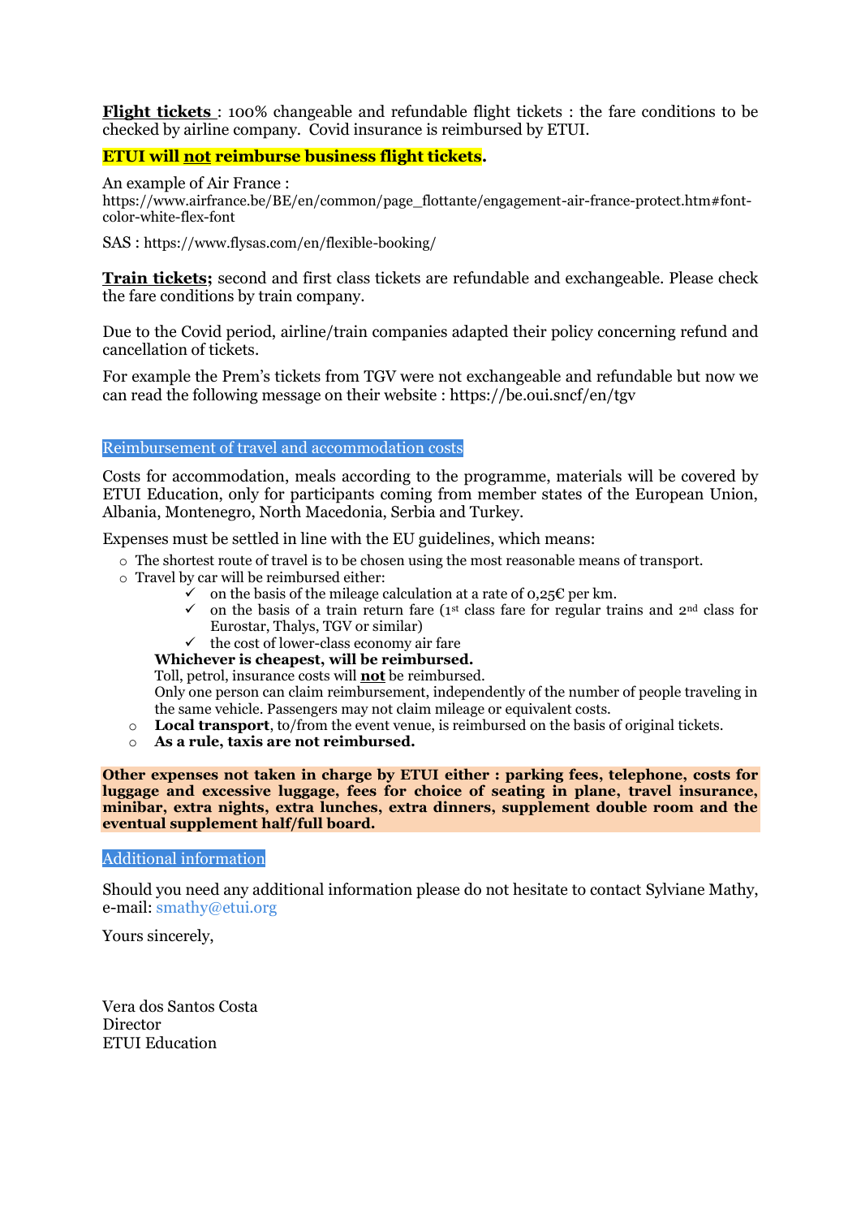**Flight tickets** : 100% changeable and refundable flight tickets : the fare conditions to be checked by airline company. Covid insurance is reimbursed by ETUI.

**ETUI will <u>not</u> reimburse business flight tickets.**

An example of Air France :
https://www.airfrance.be/BE/en/common/page_flottante/engagement-air-france-protect.htm#font-color-white-flex-font

SAS : https://www.flysas.com/en/flexible-booking/

**Train tickets;** second and first class tickets are refundable and exchangeable. Please check the fare conditions by train company.

Due to the Covid period, airline/train companies adapted their policy concerning refund and cancellation of tickets.

For example the Prem's tickets from TGV were not exchangeable and refundable but now we can read the following message on their website : https://be.oui.sncf/en/tgv

## Reimbursement of travel and accommodation costs

Costs for accommodation, meals according to the programme, materials will be covered by ETUI Education, only for participants coming from member states of the European Union, Albania, Montenegro, North Macedonia, Serbia and Turkey.

Expenses must be settled in line with the EU guidelines, which means:

- The shortest route of travel is to be chosen using the most reasonable means of transport.
- Travel by car will be reimbursed either:
  - ✓ on the basis of the mileage calculation at a rate of 0,25€ per km.
  - ✓ on the basis of a train return fare (1st class fare for regular trains and 2nd class for Eurostar, Thalys, TGV or similar)
  - ✓ the cost of lower-class economy air fare

  **Whichever is cheapest, will be reimbursed.**
  Toll, petrol, insurance costs will **<u>not</u>** be reimbursed.
  Only one person can claim reimbursement, independently of the number of people traveling in the same vehicle. Passengers may not claim mileage or equivalent costs.
- **Local transport**, to/from the event venue, is reimbursed on the basis of original tickets.
- **As a rule, taxis are not reimbursed.**

**Other expenses not taken in charge by ETUI either : parking fees, telephone, costs for luggage and excessive luggage, fees for choice of seating in plane, travel insurance, minibar, extra nights, extra lunches, extra dinners, supplement double room and the eventual supplement half/full board.**

## Additional information

Should you need any additional information please do not hesitate to contact Sylviane Mathy, e-mail: smathy@etui.org

Yours sincerely,

Vera dos Santos Costa
Director
ETUI Education